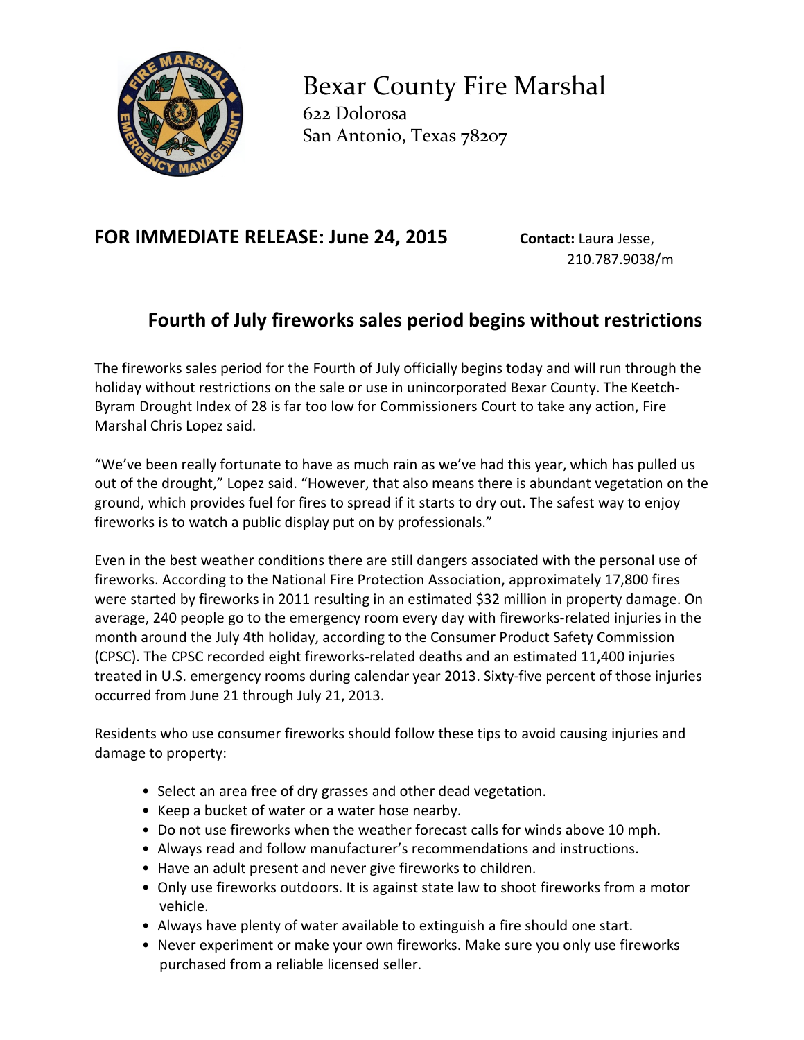# Bexar County Fire Marshal

622 Dolorosa
San Antonio, Texas 78207

**FOR IMMEDIATE RELEASE: June 24, 2015**

**Contact:** Laura Jesse, 210.787.9038/m

## Fourth of July fireworks sales period begins without restrictions

The fireworks sales period for the Fourth of July officially begins today and will run through the holiday without restrictions on the sale or use in unincorporated Bexar County. The Keetch-Byram Drought Index of 28 is far too low for Commissioners Court to take any action, Fire Marshal Chris Lopez said.

"We've been really fortunate to have as much rain as we've had this year, which has pulled us out of the drought," Lopez said. "However, that also means there is abundant vegetation on the ground, which provides fuel for fires to spread if it starts to dry out. The safest way to enjoy fireworks is to watch a public display put on by professionals."

Even in the best weather conditions there are still dangers associated with the personal use of fireworks. According to the National Fire Protection Association, approximately 17,800 fires were started by fireworks in 2011 resulting in an estimated $32 million in property damage. On average, 240 people go to the emergency room every day with fireworks-related injuries in the month around the July 4th holiday, according to the Consumer Product Safety Commission (CPSC). The CPSC recorded eight fireworks-related deaths and an estimated 11,400 injuries treated in U.S. emergency rooms during calendar year 2013. Sixty-five percent of those injuries occurred from June 21 through July 21, 2013.

Residents who use consumer fireworks should follow these tips to avoid causing injuries and damage to property:

- Select an area free of dry grasses and other dead vegetation.
- Keep a bucket of water or a water hose nearby.
- Do not use fireworks when the weather forecast calls for winds above 10 mph.
- Always read and follow manufacturer's recommendations and instructions.
- Have an adult present and never give fireworks to children.
- Only use fireworks outdoors. It is against state law to shoot fireworks from a motor vehicle.
- Always have plenty of water available to extinguish a fire should one start.
- Never experiment or make your own fireworks. Make sure you only use fireworks purchased from a reliable licensed seller.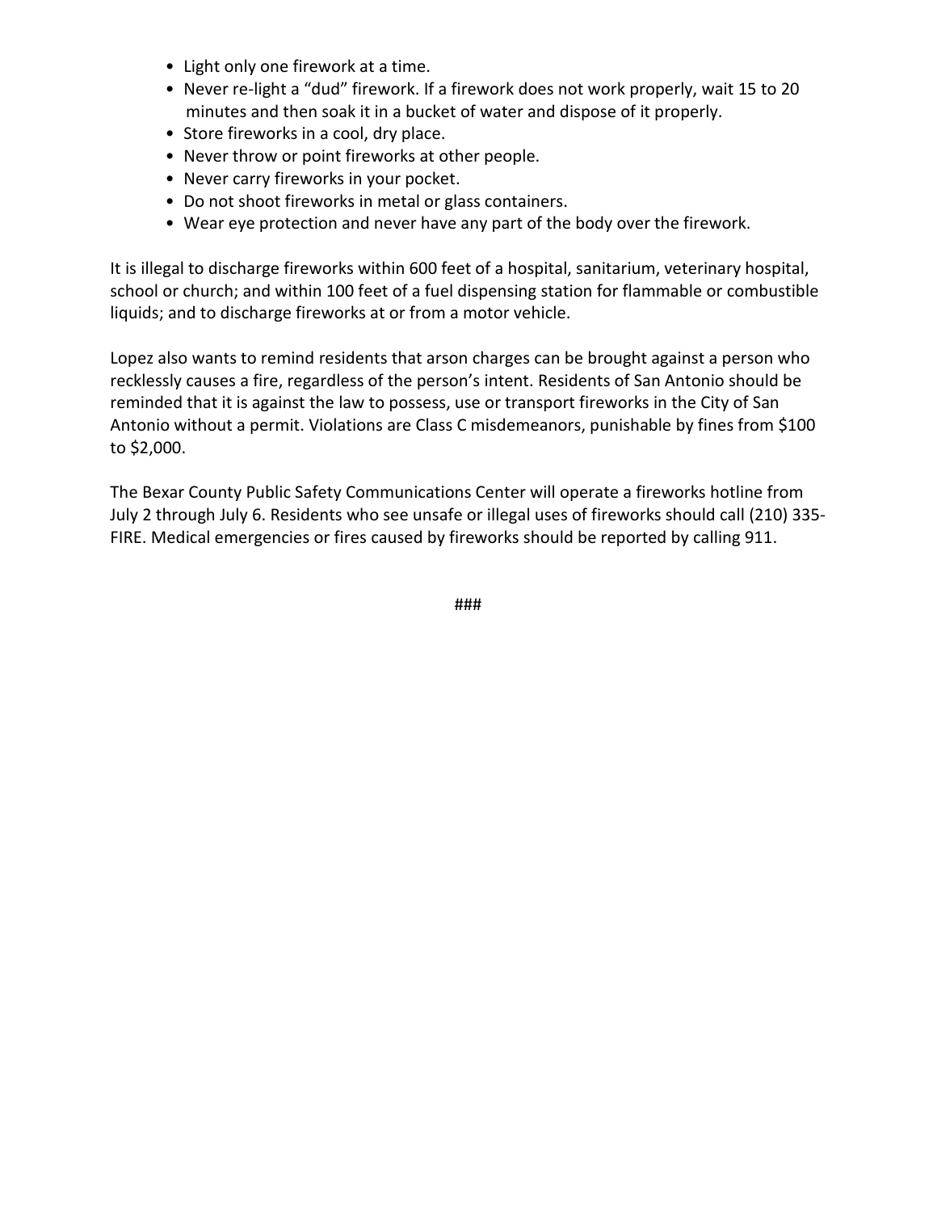- Light only one firework at a time.
- Never re-light a "dud" firework. If a firework does not work properly, wait 15 to 20 minutes and then soak it in a bucket of water and dispose of it properly.
- Store fireworks in a cool, dry place.
- Never throw or point fireworks at other people.
- Never carry fireworks in your pocket.
- Do not shoot fireworks in metal or glass containers.
- Wear eye protection and never have any part of the body over the firework.

It is illegal to discharge fireworks within 600 feet of a hospital, sanitarium, veterinary hospital, school or church; and within 100 feet of a fuel dispensing station for flammable or combustible liquids; and to discharge fireworks at or from a motor vehicle.

Lopez also wants to remind residents that arson charges can be brought against a person who recklessly causes a fire, regardless of the person's intent. Residents of San Antonio should be reminded that it is against the law to possess, use or transport fireworks in the City of San Antonio without a permit. Violations are Class C misdemeanors, punishable by fines from $100 to $2,000.

The Bexar County Public Safety Communications Center will operate a fireworks hotline from July 2 through July 6. Residents who see unsafe or illegal uses of fireworks should call (210) 335-FIRE. Medical emergencies or fires caused by fireworks should be reported by calling 911.

###